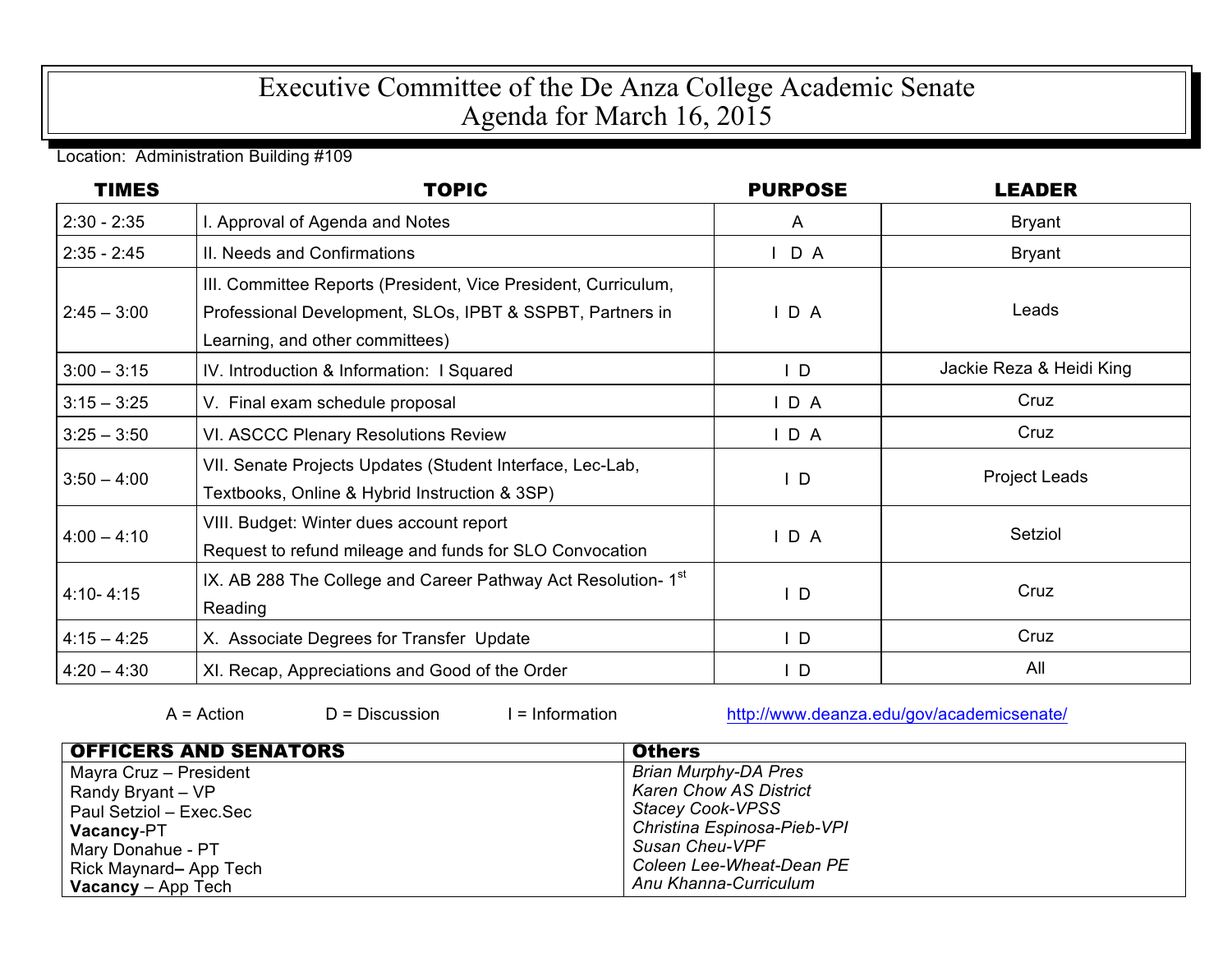# Executive Committee of the De Anza College Academic Senate
## Agenda for March 16, 2015

Location: Administration Building #109

| TIMES | TOPIC | PURPOSE | LEADER |
|---|---|---|---|
| 2:30 - 2:35 | I. Approval of Agenda and Notes | A | Bryant |
| 2:35 - 2:45 | II. Needs and Confirmations | I D A | Bryant |
| 2:45 – 3:00 | III. Committee Reports (President, Vice President, Curriculum, Professional Development, SLOs, IPBT & SSPBT, Partners in Learning, and other committees) | I D A | Leads |
| 3:00 – 3:15 | IV. Introduction & Information: I Squared | I D | Jackie Reza & Heidi King |
| 3:15 – 3:25 | V. Final exam schedule proposal | I D A | Cruz |
| 3:25 – 3:50 | VI. ASCCC Plenary Resolutions Review | I D A | Cruz |
| 3:50 – 4:00 | VII. Senate Projects Updates (Student Interface, Lec-Lab, Textbooks, Online & Hybrid Instruction & 3SP) | I D | Project Leads |
| 4:00 – 4:10 | VIII. Budget: Winter dues account report<br>Request to refund mileage and funds for SLO Convocation | I D A | Setziol |
| 4:10- 4:15 | IX. AB 288 The College and Career Pathway Act Resolution- 1st Reading | I D | Cruz |
| 4:15 – 4:25 | X. Associate Degrees for Transfer Update | I D | Cruz |
| 4:20 – 4:30 | XI. Recap, Appreciations and Good of the Order | I D | All |

A = Action D = Discussion I = Information http://www.deanza.edu/gov/academicsenate/

| OFFICERS AND SENATORS | Others |
|---|---|
| Mayra Cruz – President | *Brian Murphy-DA Pres* |
| Randy Bryant – VP | *Karen Chow AS District* |
| Paul Setziol – Exec.Sec | *Stacey Cook-VPSS* |
| **Vacancy**-PT | *Christina Espinosa-Pieb-VPI* |
| Mary Donahue - PT | *Susan Cheu-VPF* |
| Rick Maynard**–** App Tech | *Coleen Lee-Wheat-Dean PE* |
| **Vacancy** – App Tech | *Anu Khanna-Curriculum* |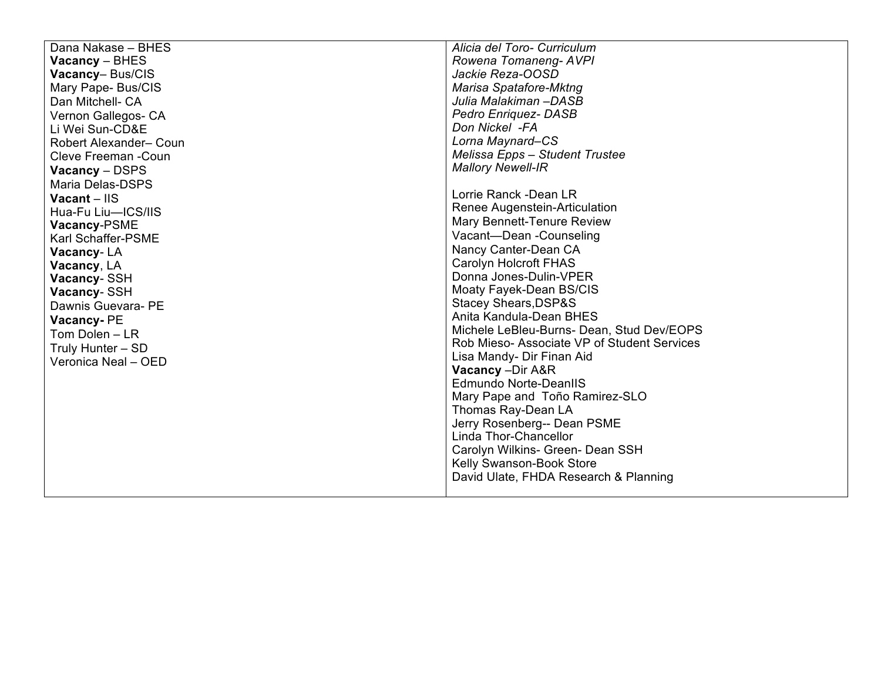| | |
|---|---|
| Dana Nakase – BHES<br>**Vacancy** – BHES<br>**Vacancy**– Bus/CIS<br>Mary Pape- Bus/CIS<br>Dan Mitchell- CA<br>Vernon Gallegos- CA<br>Li Wei Sun-CD&E<br>Robert Alexander– Coun<br>Cleve Freeman -Coun<br>**Vacancy** – DSPS<br>Maria Delas-DSPS<br>**Vacant** – IIS<br>Hua-Fu Liu—ICS/IIS<br>**Vacancy**-PSME<br>Karl Schaffer-PSME<br>**Vacancy**- LA<br>**Vacancy**, LA<br>**Vacancy**- SSH<br>**Vacancy**- SSH<br>Dawnis Guevara- PE<br>**Vacancy-** PE<br>Tom Dolen – LR<br>Truly Hunter – SD<br>Veronica Neal – OED | *Alicia del Toro- Curriculum*<br>*Rowena Tomaneng- AVPI*<br>*Jackie Reza-OOSD*<br>*Marisa Spatafore-Mktng*<br>*Julia Malakiman –DASB*<br>*Pedro Enriquez- DASB*<br>*Don Nickel -FA*<br>*Lorna Maynard–CS*<br>*Melissa Epps – Student Trustee*<br>*Mallory Newell-IR*<br><br>Lorrie Ranck -Dean LR<br>Renee Augenstein-Articulation<br>Mary Bennett-Tenure Review<br>Vacant—Dean -Counseling<br>Nancy Canter-Dean CA<br>Carolyn Holcroft FHAS<br>Donna Jones-Dulin-VPER<br>Moaty Fayek-Dean BS/CIS<br>Stacey Shears,DSP&S<br>Anita Kandula-Dean BHES<br>Michele LeBleu-Burns- Dean, Stud Dev/EOPS<br>Rob Mieso- Associate VP of Student Services<br>Lisa Mandy- Dir Finan Aid<br>**Vacancy** –Dir A&R<br>Edmundo Norte-DeanIIS<br>Mary Pape and Toño Ramirez-SLO<br>Thomas Ray-Dean LA<br>Jerry Rosenberg-- Dean PSME<br>Linda Thor-Chancellor<br>Carolyn Wilkins- Green- Dean SSH<br>Kelly Swanson-Book Store<br>David Ulate, FHDA Research & Planning |